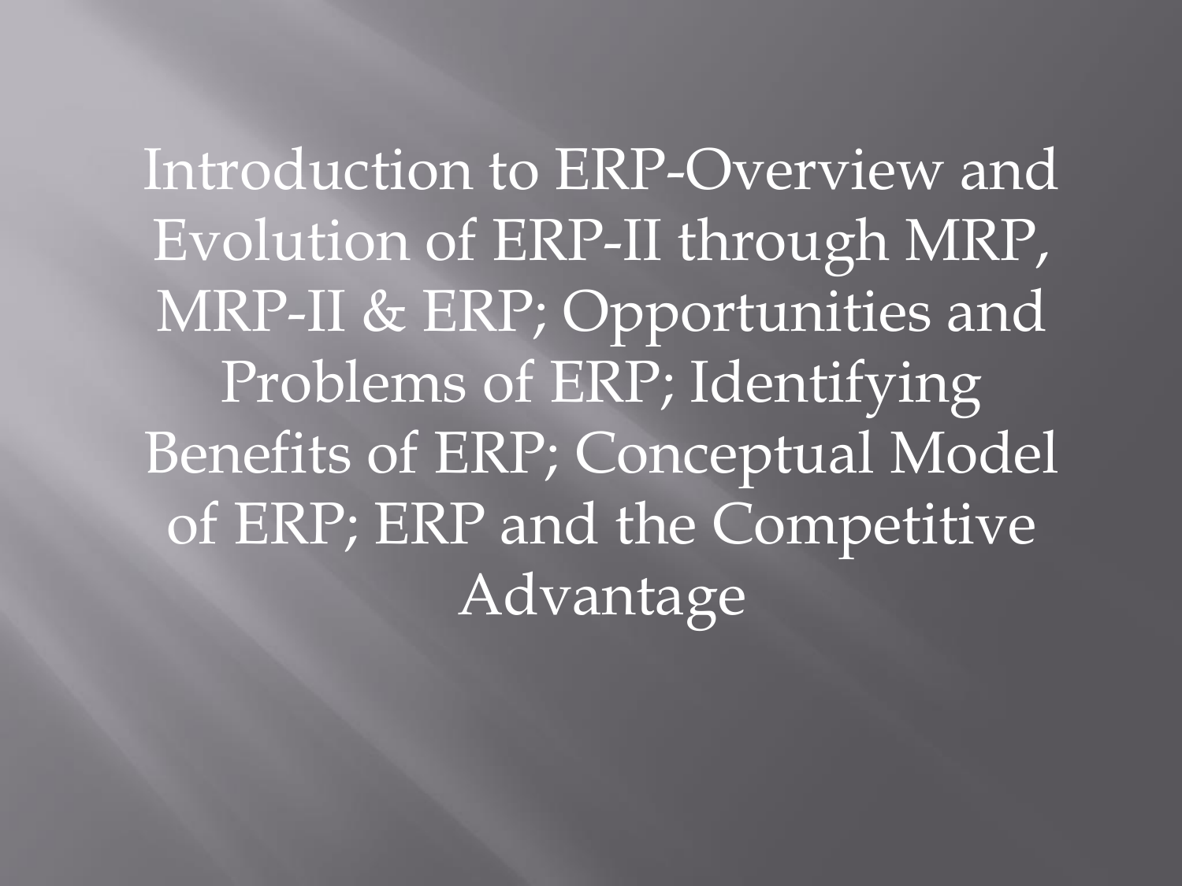# Introduction to ERP-Overview and Evolution of ERP-II through MRP, MRP-II & ERP; Opportunities and Problems of ERP; Identifying Benefits of ERP; Conceptual Model of ERP; ERP and the Competitive Advantage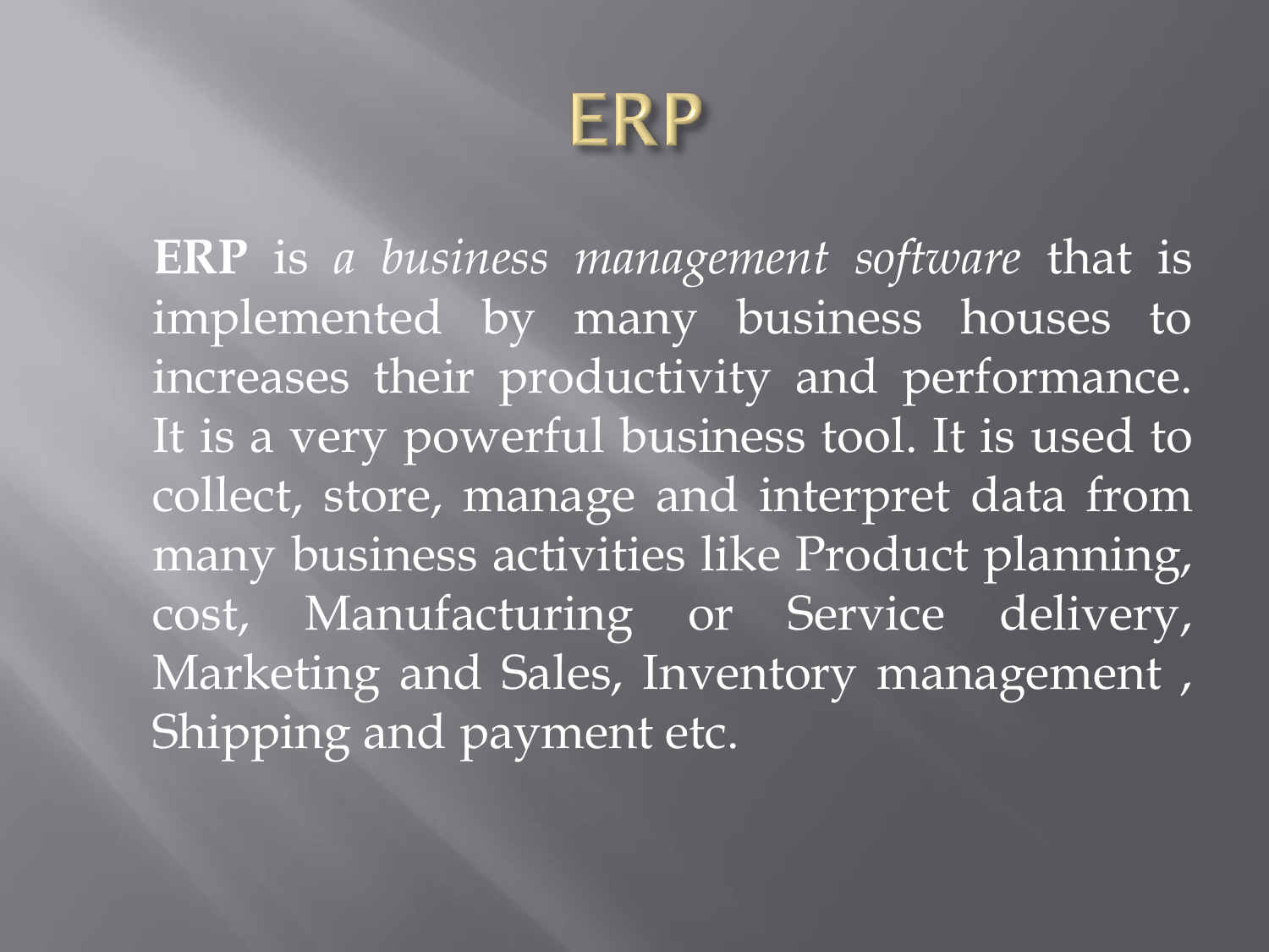# ERP

**ERP** is *a business management software* that is implemented by many business houses to increases their productivity and performance. It is a very powerful business tool. It is used to collect, store, manage and interpret data from many business activities like Product planning, cost, Manufacturing or Service delivery, Marketing and Sales, Inventory management , Shipping and payment etc.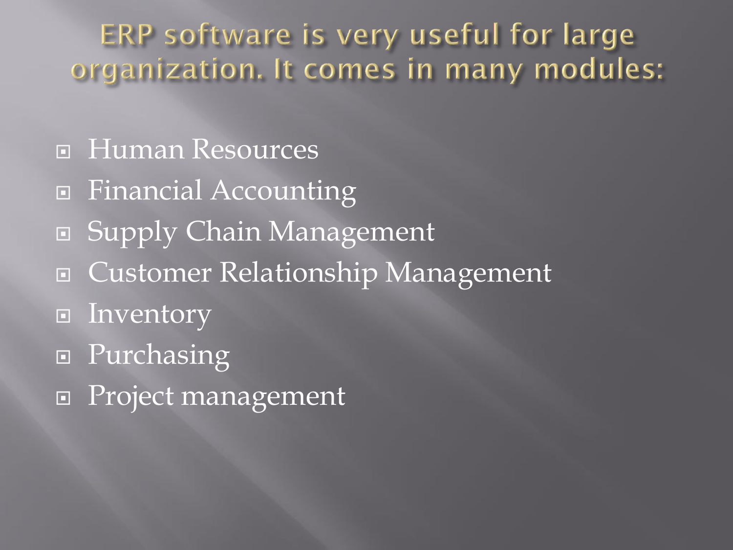# ERP software is very useful for large organization. It comes in many modules:

- Human Resources
- Financial Accounting
- Supply Chain Management
- Customer Relationship Management
- Inventory
- Purchasing
- Project management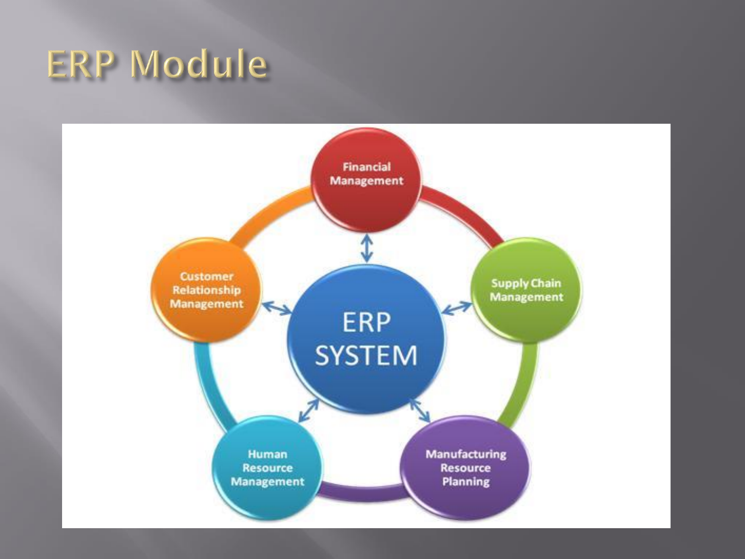# ERP Module

ERP SYSTEM

- Financial Management
- Supply Chain Management
- Manufacturing Resource Planning
- Human Resource Management
- Customer Relationship Management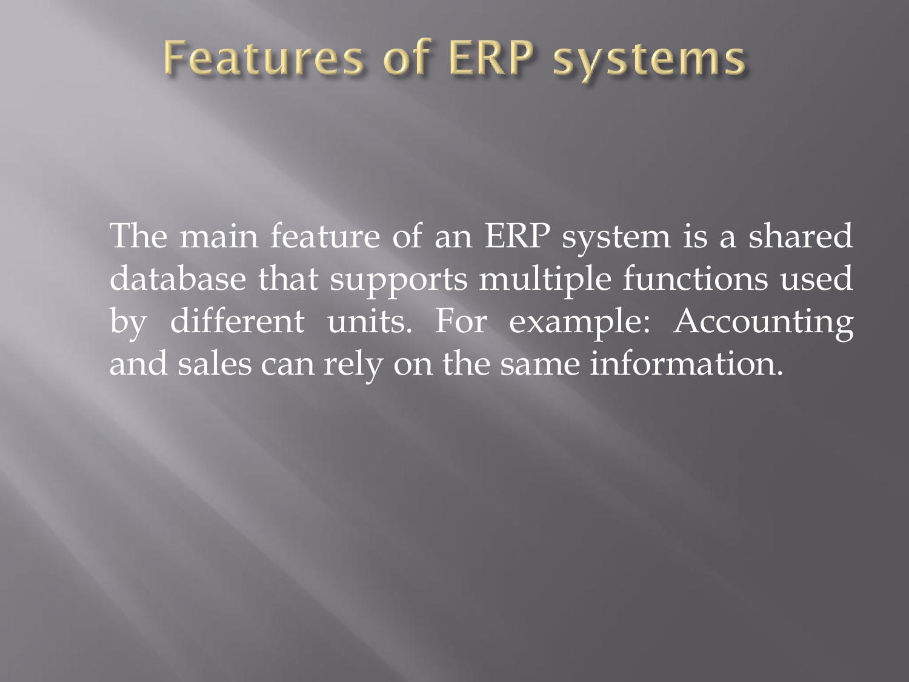# Features of ERP systems

The main feature of an ERP system is a shared database that supports multiple functions used by different units. For example: Accounting and sales can rely on the same information.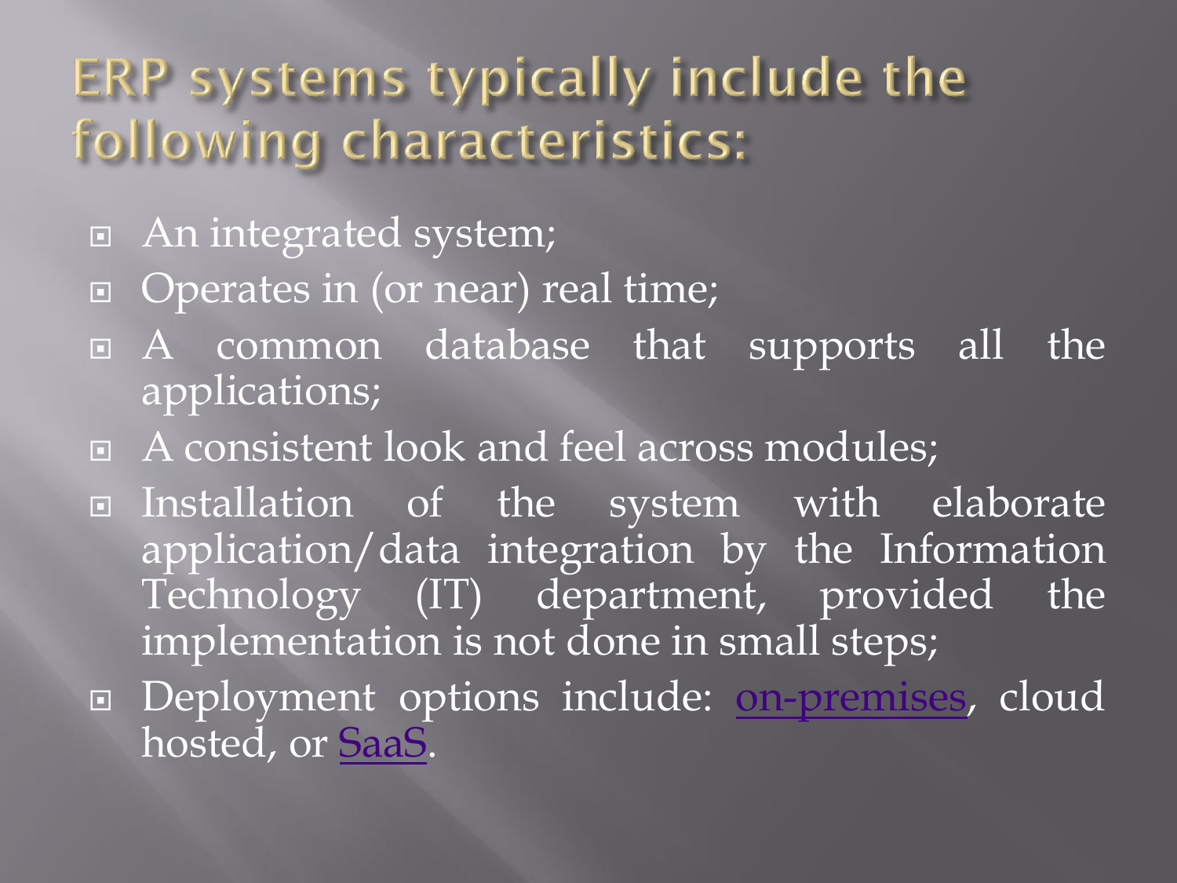# ERP systems typically include the following characteristics:

- An integrated system;
- Operates in (or near) real time;
- A common database that supports all the applications;
- A consistent look and feel across modules;
- Installation of the system with elaborate application/data integration by the Information Technology (IT) department, provided the implementation is not done in small steps;
- Deployment options include: on-premises, cloud hosted, or SaaS.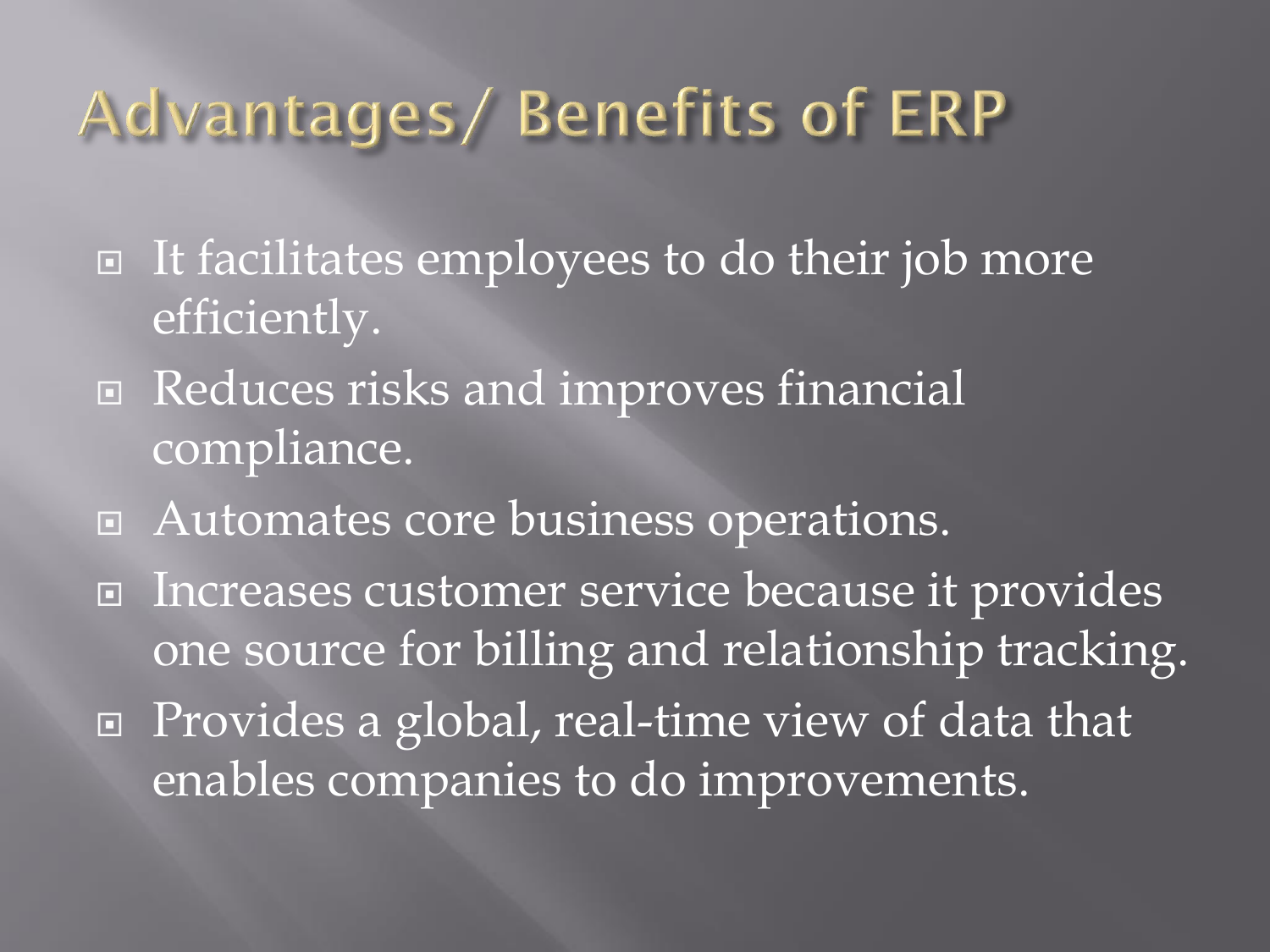# Advantages/ Benefits of ERP

- It facilitates employees to do their job more efficiently.
- Reduces risks and improves financial compliance.
- Automates core business operations.
- Increases customer service because it provides one source for billing and relationship tracking.
- Provides a global, real-time view of data that enables companies to do improvements.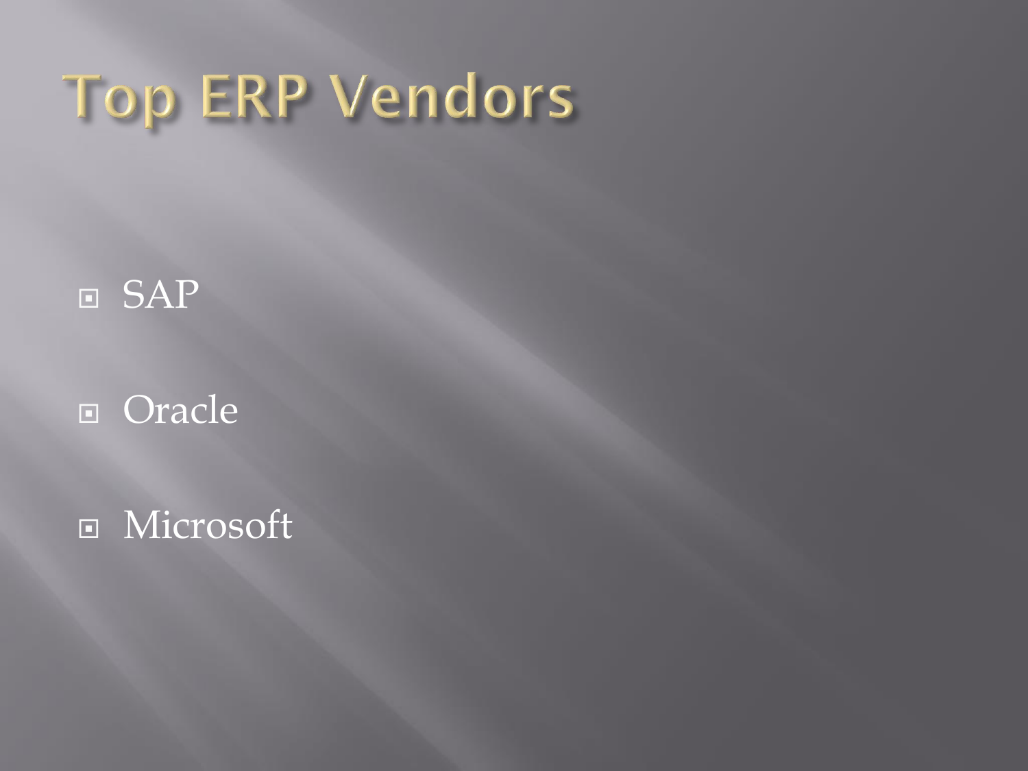# Top ERP Vendors

- SAP
- Oracle
- Microsoft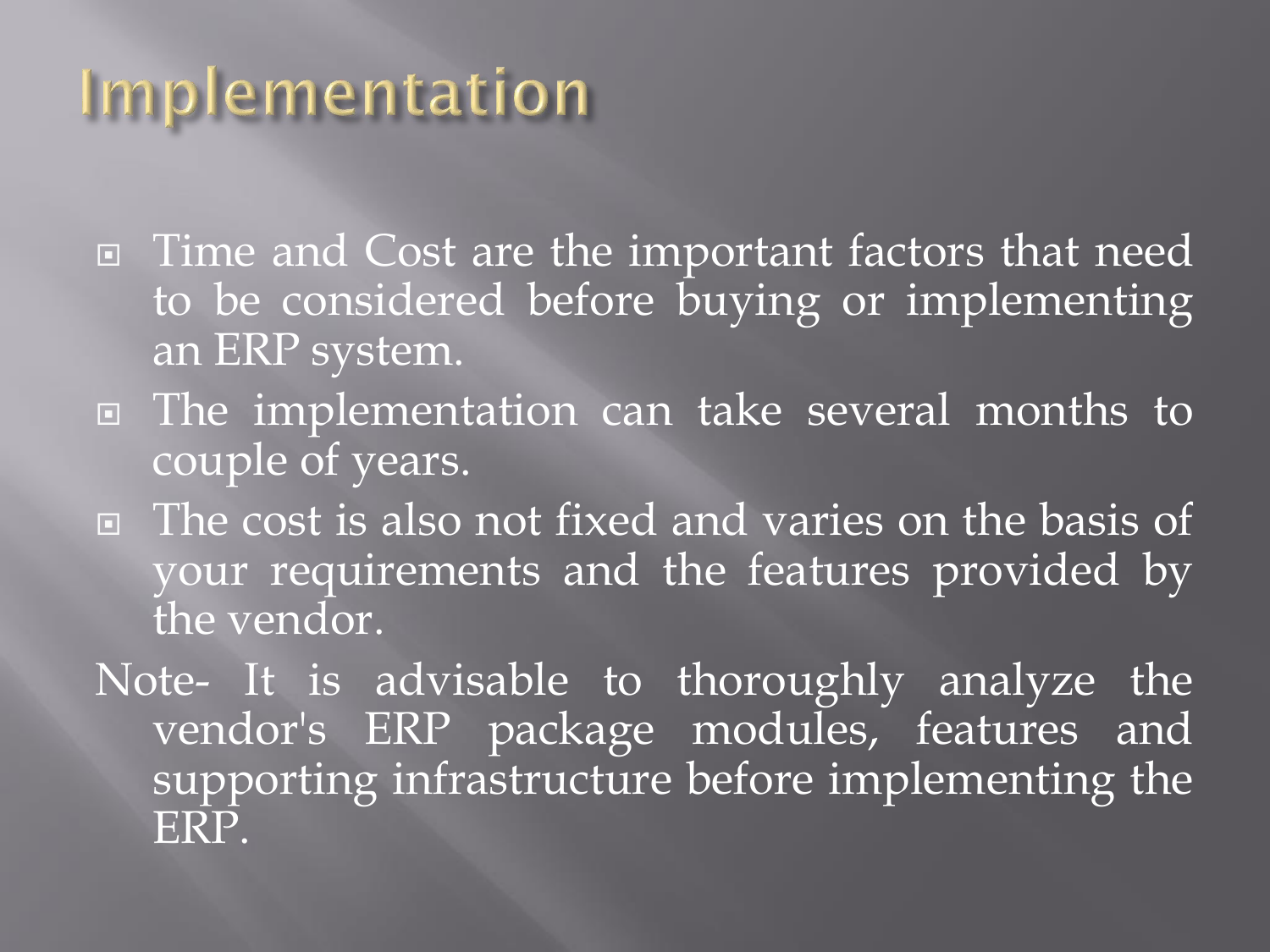# Implementation

- Time and Cost are the important factors that need to be considered before buying or implementing an ERP system.
- The implementation can take several months to couple of years.
- The cost is also not fixed and varies on the basis of your requirements and the features provided by the vendor.

Note- It is advisable to thoroughly analyze the vendor's ERP package modules, features and supporting infrastructure before implementing the ERP.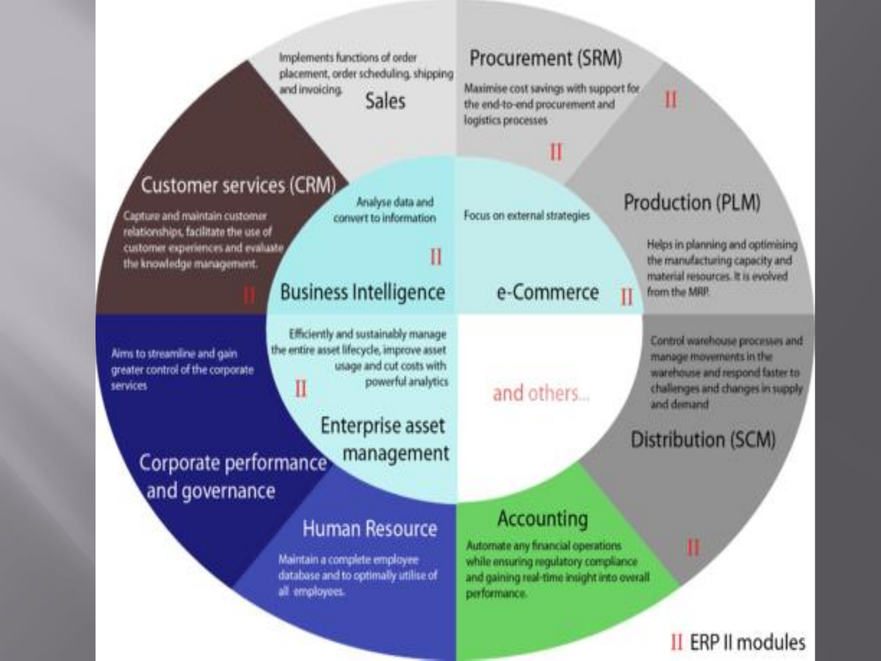## Sales

Implements functions of order placement, order scheduling, shipping and invoicing.

## Procurement (SRM) II

Maximise cost savings with support for the end-to-end procurement and logistics processes

## Production (PLM) II

Helps in planning and optimising the manufacturing capacity and material resources. It is evolved from the MRP.

## Distribution (SCM) II

Control warehouse processes and manage movements in the warehouse and respond faster to challenges and changes in supply and demand

## Accounting

Automate any financial operations while ensuring regulatory compliance and gaining real-time insight into overall performance.

## Human Resource

Maintain a complete employee database and to optimally utilise of all employees.

## Corporate performance and governance

Aims to streamline and gain greater control of the corporate services

## Customer services (CRM) II

Capture and maintain customer relationships, facilitate the use of customer experiences and evaluate the knowledge management.

## Business Intelligence II

Analyse data and convert to information

## e-Commerce II

Focus on external strategies

## Enterprise asset management II

Efficiently and sustainably manage the entire asset lifecycle, improve asset usage and cut costs with powerful analytics

and others...

II ERP II modules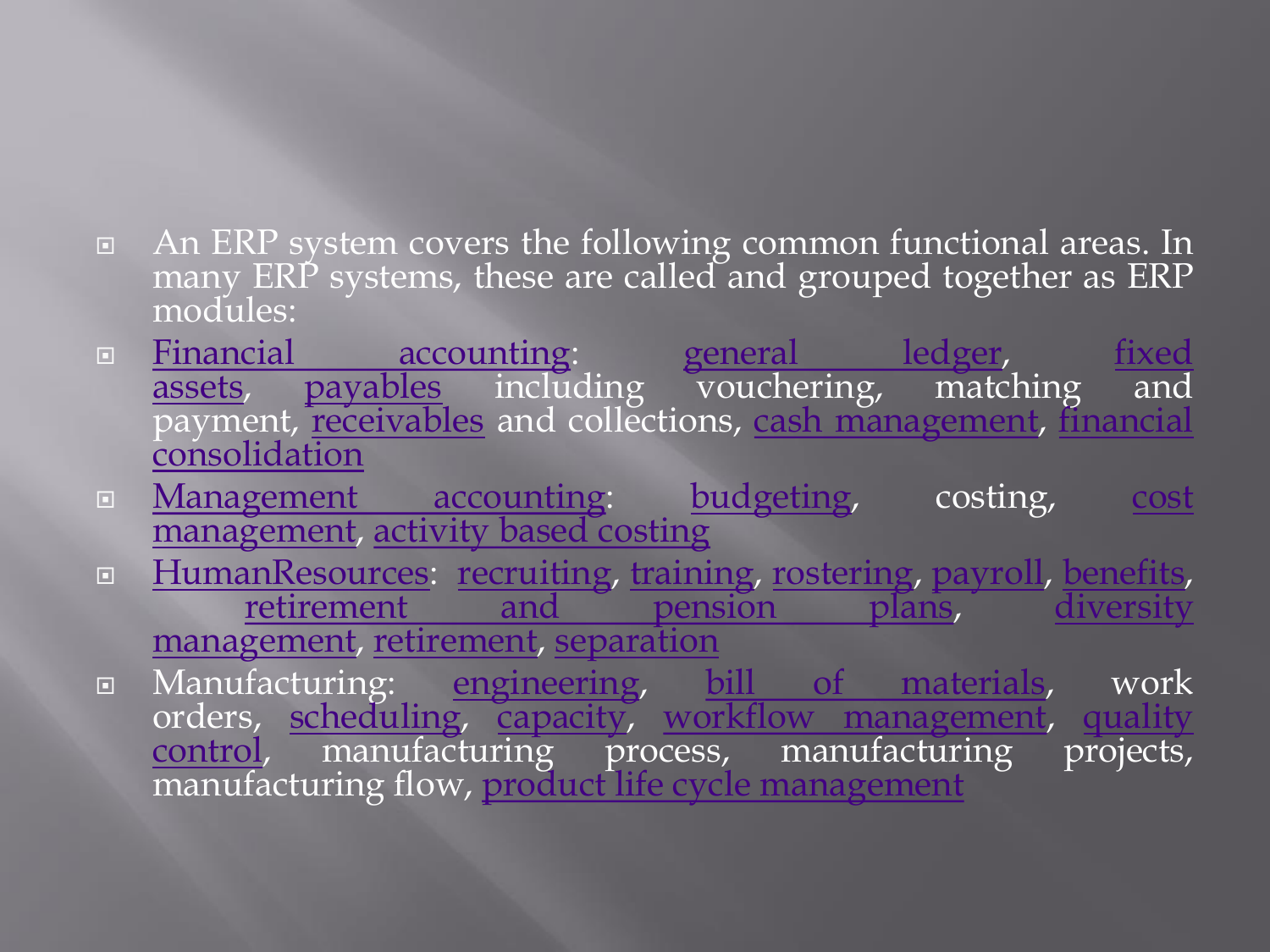- An ERP system covers the following common functional areas. In many ERP systems, these are called and grouped together as ERP modules:
- Financial accounting: general ledger, fixed assets, payables including vouchering, matching and payment, receivables and collections, cash management, financial consolidation
- Management accounting: budgeting, costing, cost management, activity based costing
- HumanResources: recruiting, training, rostering, payroll, benefits, retirement and pension plans, diversity management, retirement, separation
- Manufacturing: engineering, bill of materials, work orders, scheduling, capacity, workflow management, quality control, manufacturing process, manufacturing projects, manufacturing flow, product life cycle management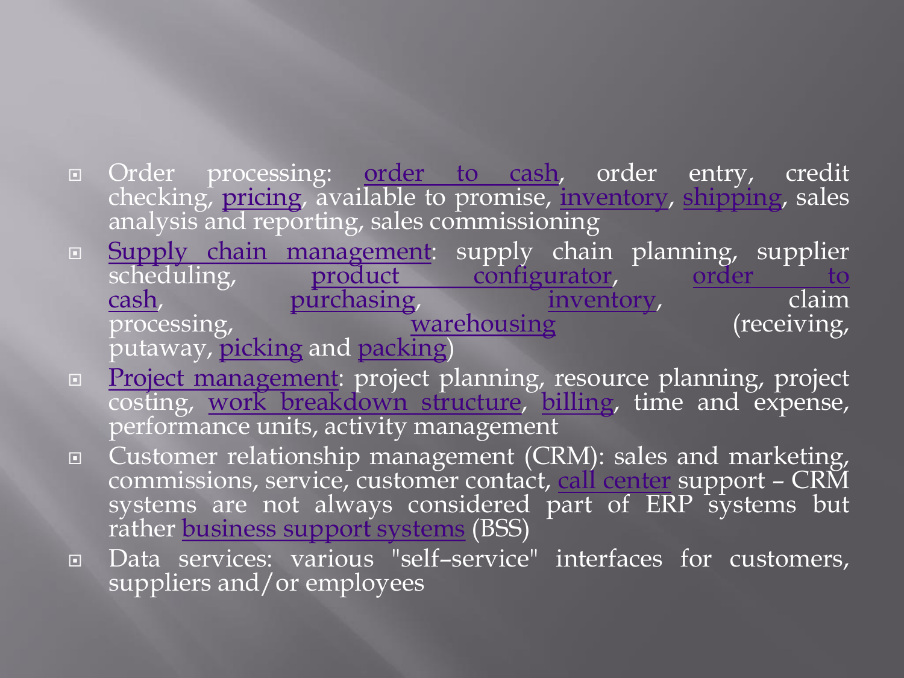- Order processing: order to cash, order entry, credit checking, pricing, available to promise, inventory, shipping, sales analysis and reporting, sales commissioning
- Supply chain management: supply chain planning, supplier scheduling, product configurator, order to cash, purchasing, inventory, claim processing, warehousing (receiving, putaway, picking and packing)
- Project management: project planning, resource planning, project costing, work breakdown structure, billing, time and expense, performance units, activity management
- Customer relationship management (CRM): sales and marketing, commissions, service, customer contact, call center support – CRM systems are not always considered part of ERP systems but rather business support systems (BSS)
- Data services: various "self–service" interfaces for customers, suppliers and/or employees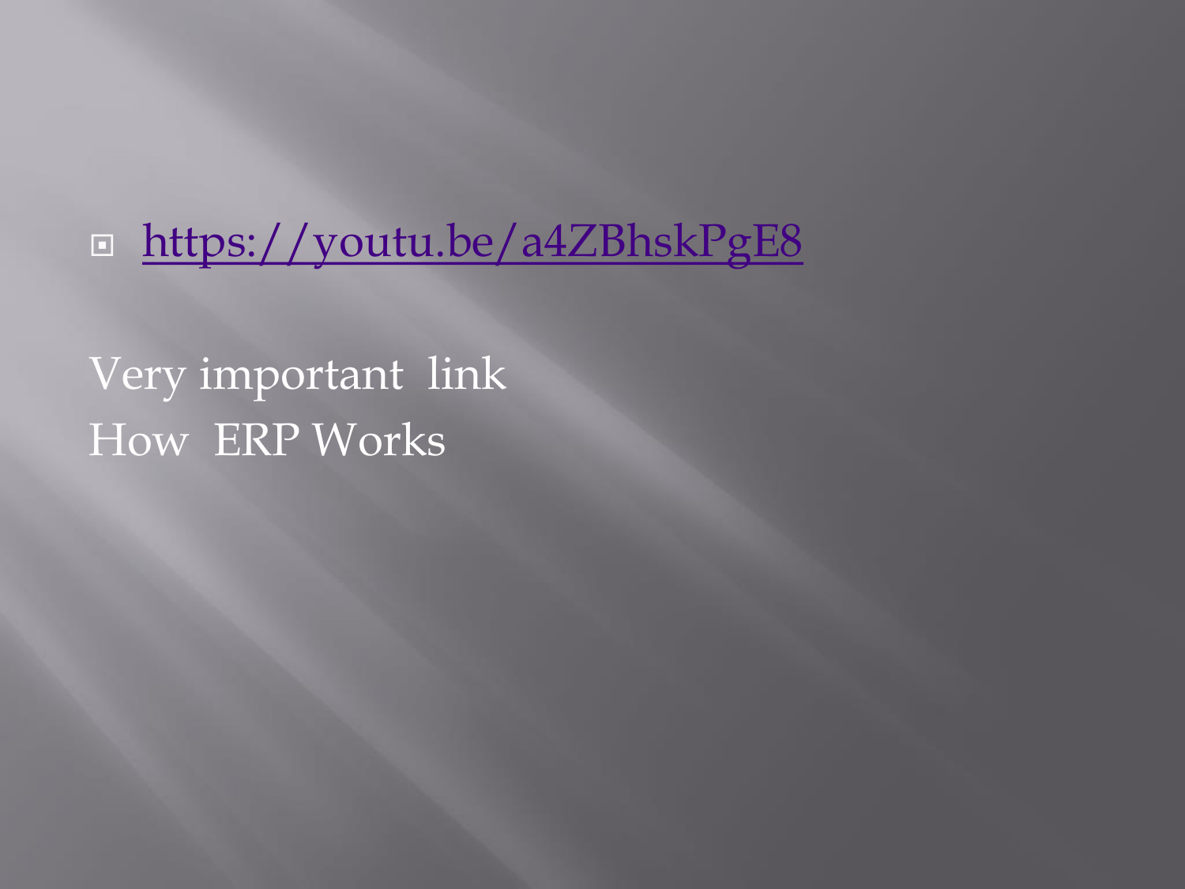- [https://youtu.be/a4ZBhskPgE8](https://youtu.be/a4ZBhskPgE8)

Very important link
How ERP Works